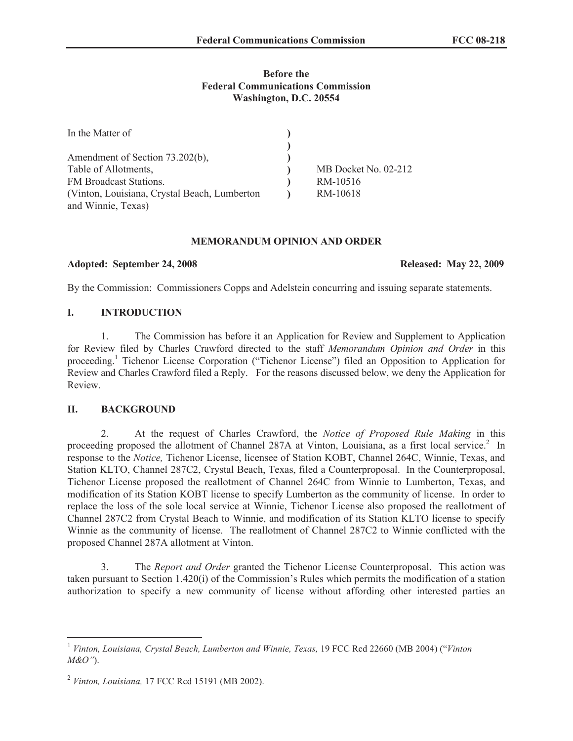**Before the**
**Federal Communications Commission**
**Washington, D.C. 20554**

| In the Matter of | ) | |
|---|---|---|
| | ) | |
| Amendment of Section 73.202(b), | ) | |
| Table of Allotments, | ) | MB Docket No. 02-212 |
| FM Broadcast Stations. | ) | RM-10516 |
| (Vinton, Louisiana, Crystal Beach, Lumberton and Winnie, Texas) | ) | RM-10618 |

**MEMORANDUM OPINION AND ORDER**

**Adopted: September 24, 2008** **Released: May 22, 2009**

By the Commission: Commissioners Copps and Adelstein concurring and issuing separate statements.

## I. INTRODUCTION

1. The Commission has before it an Application for Review and Supplement to Application for Review filed by Charles Crawford directed to the staff *Memorandum Opinion and Order* in this proceeding.[1] Tichenor License Corporation ("Tichenor License") filed an Opposition to Application for Review and Charles Crawford filed a Reply. For the reasons discussed below, we deny the Application for Review.

## II. BACKGROUND

2. At the request of Charles Crawford, the *Notice of Proposed Rule Making* in this proceeding proposed the allotment of Channel 287A at Vinton, Louisiana, as a first local service.[2] In response to the *Notice,* Tichenor License, licensee of Station KOBT, Channel 264C, Winnie, Texas, and Station KLTO, Channel 287C2, Crystal Beach, Texas, filed a Counterproposal. In the Counterproposal, Tichenor License proposed the reallotment of Channel 264C from Winnie to Lumberton, Texas, and modification of its Station KOBT license to specify Lumberton as the community of license. In order to replace the loss of the sole local service at Winnie, Tichenor License also proposed the reallotment of Channel 287C2 from Crystal Beach to Winnie, and modification of its Station KLTO license to specify Winnie as the community of license. The reallotment of Channel 287C2 to Winnie conflicted with the proposed Channel 287A allotment at Vinton.

3. The *Report and Order* granted the Tichenor License Counterproposal. This action was taken pursuant to Section 1.420(i) of the Commission's Rules which permits the modification of a station authorization to specify a new community of license without affording other interested parties an

---

[1] *Vinton, Louisiana, Crystal Beach, Lumberton and Winnie, Texas,* 19 FCC Rcd 22660 (MB 2004) ("*Vinton M&O"*).

[2] *Vinton, Louisiana,* 17 FCC Rcd 15191 (MB 2002).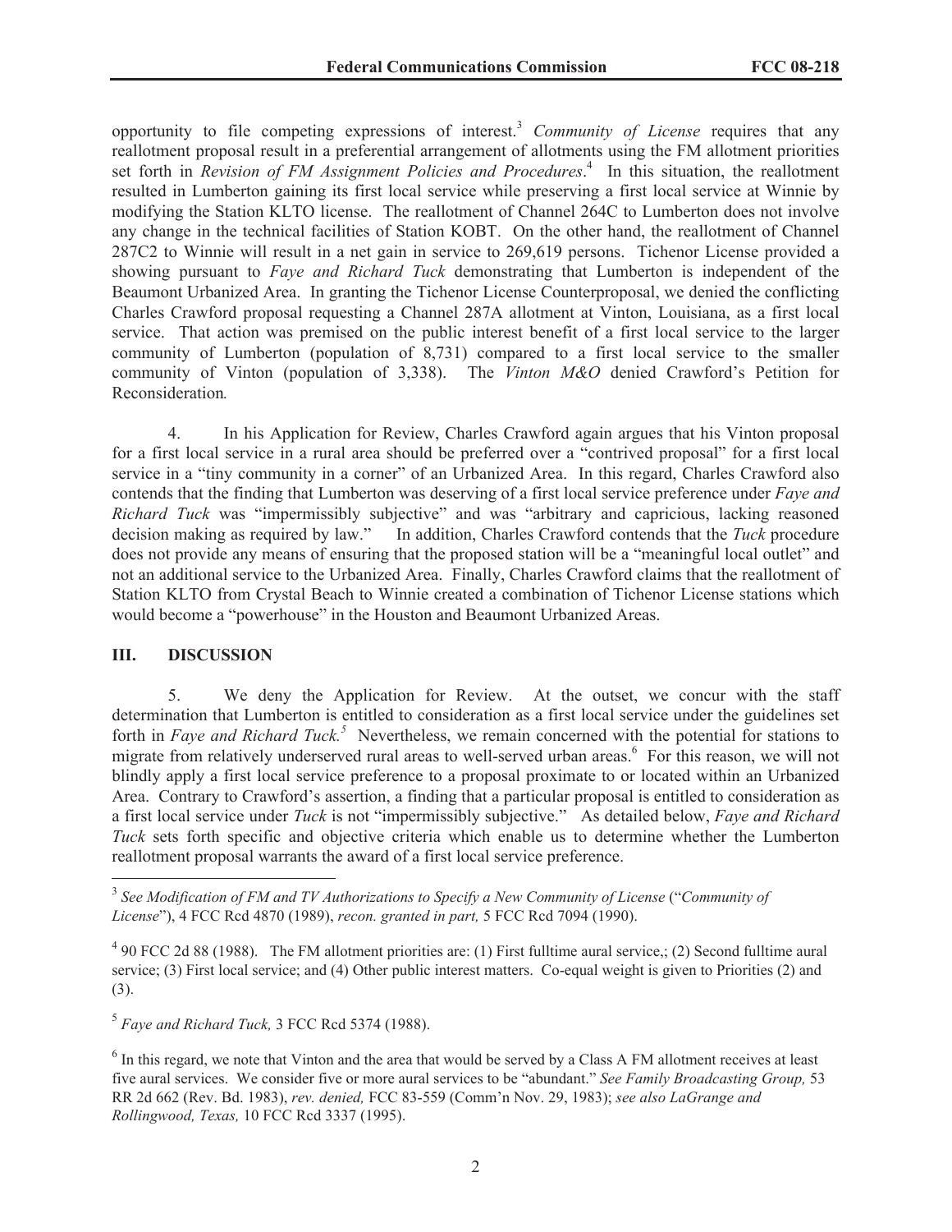opportunity to file competing expressions of interest.[3] *Community of License* requires that any reallotment proposal result in a preferential arrangement of allotments using the FM allotment priorities set forth in *Revision of FM Assignment Policies and Procedures*.[4] In this situation, the reallotment resulted in Lumberton gaining its first local service while preserving a first local service at Winnie by modifying the Station KLTO license. The reallotment of Channel 264C to Lumberton does not involve any change in the technical facilities of Station KOBT. On the other hand, the reallotment of Channel 287C2 to Winnie will result in a net gain in service to 269,619 persons. Tichenor License provided a showing pursuant to *Faye and Richard Tuck* demonstrating that Lumberton is independent of the Beaumont Urbanized Area. In granting the Tichenor License Counterproposal, we denied the conflicting Charles Crawford proposal requesting a Channel 287A allotment at Vinton, Louisiana, as a first local service. That action was premised on the public interest benefit of a first local service to the larger community of Lumberton (population of 8,731) compared to a first local service to the smaller community of Vinton (population of 3,338). The *Vinton M&O* denied Crawford's Petition for Reconsideration*.*

4. In his Application for Review, Charles Crawford again argues that his Vinton proposal for a first local service in a rural area should be preferred over a "contrived proposal" for a first local service in a "tiny community in a corner" of an Urbanized Area. In this regard, Charles Crawford also contends that the finding that Lumberton was deserving of a first local service preference under *Faye and Richard Tuck* was "impermissibly subjective" and was "arbitrary and capricious, lacking reasoned decision making as required by law." In addition, Charles Crawford contends that the *Tuck* procedure does not provide any means of ensuring that the proposed station will be a "meaningful local outlet" and not an additional service to the Urbanized Area. Finally, Charles Crawford claims that the reallotment of Station KLTO from Crystal Beach to Winnie created a combination of Tichenor License stations which would become a "powerhouse" in the Houston and Beaumont Urbanized Areas.

## III. DISCUSSION

5. We deny the Application for Review. At the outset, we concur with the staff determination that Lumberton is entitled to consideration as a first local service under the guidelines set forth in *Faye and Richard Tuck.*[5] Nevertheless, we remain concerned with the potential for stations to migrate from relatively underserved rural areas to well-served urban areas.[6] For this reason, we will not blindly apply a first local service preference to a proposal proximate to or located within an Urbanized Area. Contrary to Crawford's assertion, a finding that a particular proposal is entitled to consideration as a first local service under *Tuck* is not "impermissibly subjective." As detailed below, *Faye and Richard Tuck* sets forth specific and objective criteria which enable us to determine whether the Lumberton reallotment proposal warrants the award of a first local service preference.

---

[3] *See Modification of FM and TV Authorizations to Specify a New Community of License* ("*Community of License*"), 4 FCC Rcd 4870 (1989), *recon. granted in part,* 5 FCC Rcd 7094 (1990).

[4] 90 FCC 2d 88 (1988). The FM allotment priorities are: (1) First fulltime aural service,; (2) Second fulltime aural service; (3) First local service; and (4) Other public interest matters. Co-equal weight is given to Priorities (2) and (3).

[5] *Faye and Richard Tuck,* 3 FCC Rcd 5374 (1988).

[6] In this regard, we note that Vinton and the area that would be served by a Class A FM allotment receives at least five aural services. We consider five or more aural services to be "abundant." *See Family Broadcasting Group,* 53 RR 2d 662 (Rev. Bd. 1983), *rev. denied,* FCC 83-559 (Comm'n Nov. 29, 1983); *see also LaGrange and Rollingwood, Texas,* 10 FCC Rcd 3337 (1995).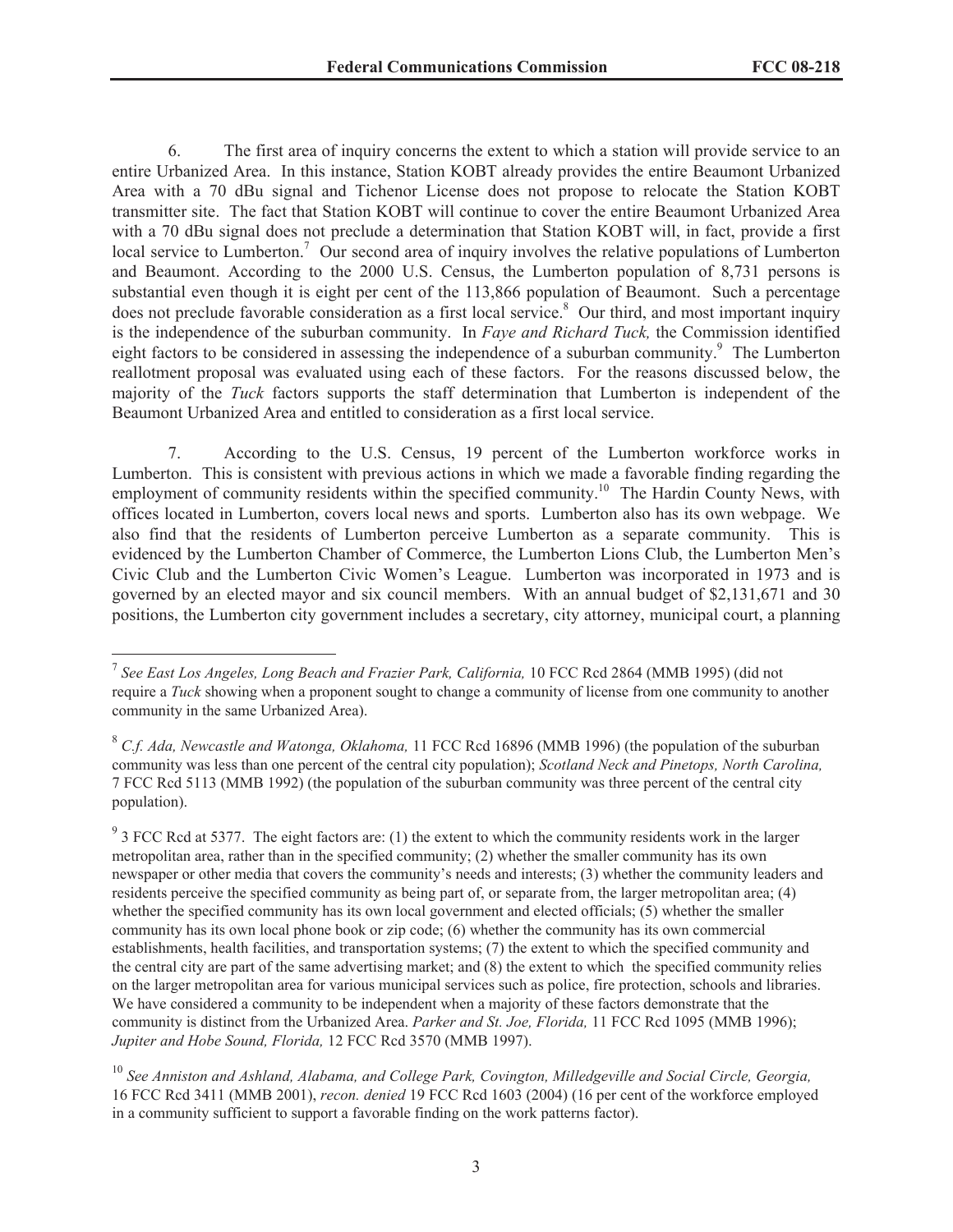6. The first area of inquiry concerns the extent to which a station will provide service to an entire Urbanized Area. In this instance, Station KOBT already provides the entire Beaumont Urbanized Area with a 70 dBu signal and Tichenor License does not propose to relocate the Station KOBT transmitter site. The fact that Station KOBT will continue to cover the entire Beaumont Urbanized Area with a 70 dBu signal does not preclude a determination that Station KOBT will, in fact, provide a first local service to Lumberton.[7] Our second area of inquiry involves the relative populations of Lumberton and Beaumont. According to the 2000 U.S. Census, the Lumberton population of 8,731 persons is substantial even though it is eight per cent of the 113,866 population of Beaumont. Such a percentage does not preclude favorable consideration as a first local service.[8] Our third, and most important inquiry is the independence of the suburban community. In *Faye and Richard Tuck,* the Commission identified eight factors to be considered in assessing the independence of a suburban community.[9] The Lumberton reallotment proposal was evaluated using each of these factors. For the reasons discussed below, the majority of the *Tuck* factors supports the staff determination that Lumberton is independent of the Beaumont Urbanized Area and entitled to consideration as a first local service.

7. According to the U.S. Census, 19 percent of the Lumberton workforce works in Lumberton. This is consistent with previous actions in which we made a favorable finding regarding the employment of community residents within the specified community.[10] The Hardin County News, with offices located in Lumberton, covers local news and sports. Lumberton also has its own webpage. We also find that the residents of Lumberton perceive Lumberton as a separate community. This is evidenced by the Lumberton Chamber of Commerce, the Lumberton Lions Club, the Lumberton Men's Civic Club and the Lumberton Civic Women's League. Lumberton was incorporated in 1973 and is governed by an elected mayor and six council members. With an annual budget of $2,131,671 and 30 positions, the Lumberton city government includes a secretary, city attorney, municipal court, a planning

---

[7] *See East Los Angeles, Long Beach and Frazier Park, California,* 10 FCC Rcd 2864 (MMB 1995) (did not require a *Tuck* showing when a proponent sought to change a community of license from one community to another community in the same Urbanized Area).

[8] *C.f. Ada, Newcastle and Watonga, Oklahoma,* 11 FCC Rcd 16896 (MMB 1996) (the population of the suburban community was less than one percent of the central city population); *Scotland Neck and Pinetops, North Carolina,* 7 FCC Rcd 5113 (MMB 1992) (the population of the suburban community was three percent of the central city population).

[9] 3 FCC Rcd at 5377. The eight factors are: (1) the extent to which the community residents work in the larger metropolitan area, rather than in the specified community; (2) whether the smaller community has its own newspaper or other media that covers the community's needs and interests; (3) whether the community leaders and residents perceive the specified community as being part of, or separate from, the larger metropolitan area; (4) whether the specified community has its own local government and elected officials; (5) whether the smaller community has its own local phone book or zip code; (6) whether the community has its own commercial establishments, health facilities, and transportation systems; (7) the extent to which the specified community and the central city are part of the same advertising market; and (8) the extent to which the specified community relies on the larger metropolitan area for various municipal services such as police, fire protection, schools and libraries. We have considered a community to be independent when a majority of these factors demonstrate that the community is distinct from the Urbanized Area. *Parker and St. Joe, Florida,* 11 FCC Rcd 1095 (MMB 1996); *Jupiter and Hobe Sound, Florida,* 12 FCC Rcd 3570 (MMB 1997).

[10] *See Anniston and Ashland, Alabama, and College Park, Covington, Milledgeville and Social Circle, Georgia,* 16 FCC Rcd 3411 (MMB 2001), *recon. denied* 19 FCC Rcd 1603 (2004) (16 per cent of the workforce employed in a community sufficient to support a favorable finding on the work patterns factor).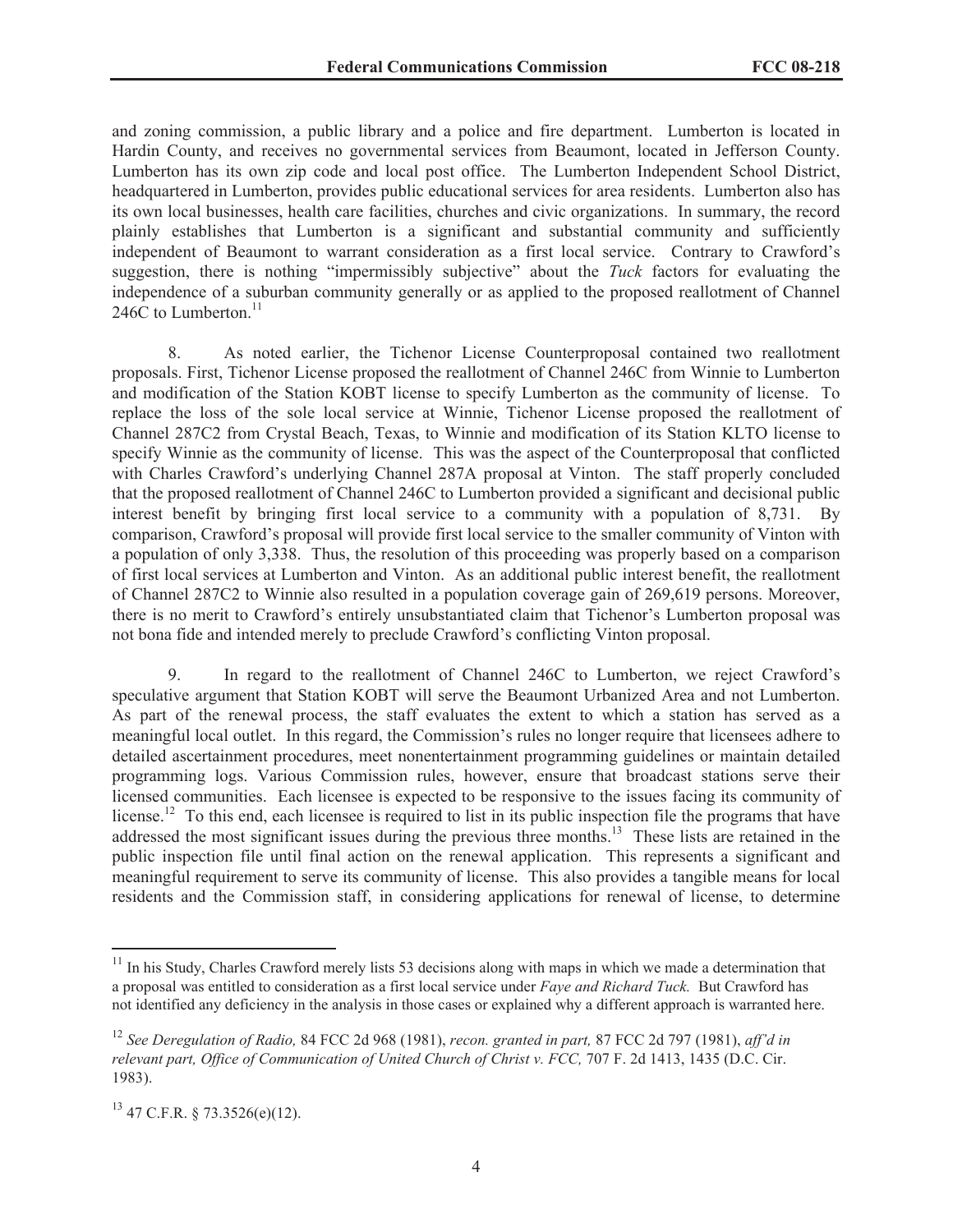and zoning commission, a public library and a police and fire department. Lumberton is located in Hardin County, and receives no governmental services from Beaumont, located in Jefferson County. Lumberton has its own zip code and local post office. The Lumberton Independent School District, headquartered in Lumberton, provides public educational services for area residents. Lumberton also has its own local businesses, health care facilities, churches and civic organizations. In summary, the record plainly establishes that Lumberton is a significant and substantial community and sufficiently independent of Beaumont to warrant consideration as a first local service. Contrary to Crawford's suggestion, there is nothing "impermissibly subjective" about the *Tuck* factors for evaluating the independence of a suburban community generally or as applied to the proposed reallotment of Channel 246C to Lumberton.[11]

8. As noted earlier, the Tichenor License Counterproposal contained two reallotment proposals. First, Tichenor License proposed the reallotment of Channel 246C from Winnie to Lumberton and modification of the Station KOBT license to specify Lumberton as the community of license. To replace the loss of the sole local service at Winnie, Tichenor License proposed the reallotment of Channel 287C2 from Crystal Beach, Texas, to Winnie and modification of its Station KLTO license to specify Winnie as the community of license. This was the aspect of the Counterproposal that conflicted with Charles Crawford's underlying Channel 287A proposal at Vinton. The staff properly concluded that the proposed reallotment of Channel 246C to Lumberton provided a significant and decisional public interest benefit by bringing first local service to a community with a population of 8,731. By comparison, Crawford's proposal will provide first local service to the smaller community of Vinton with a population of only 3,338. Thus, the resolution of this proceeding was properly based on a comparison of first local services at Lumberton and Vinton. As an additional public interest benefit, the reallotment of Channel 287C2 to Winnie also resulted in a population coverage gain of 269,619 persons. Moreover, there is no merit to Crawford's entirely unsubstantiated claim that Tichenor's Lumberton proposal was not bona fide and intended merely to preclude Crawford's conflicting Vinton proposal.

9. In regard to the reallotment of Channel 246C to Lumberton, we reject Crawford's speculative argument that Station KOBT will serve the Beaumont Urbanized Area and not Lumberton. As part of the renewal process, the staff evaluates the extent to which a station has served as a meaningful local outlet. In this regard, the Commission's rules no longer require that licensees adhere to detailed ascertainment procedures, meet nonentertainment programming guidelines or maintain detailed programming logs. Various Commission rules, however, ensure that broadcast stations serve their licensed communities. Each licensee is expected to be responsive to the issues facing its community of license.[12] To this end, each licensee is required to list in its public inspection file the programs that have addressed the most significant issues during the previous three months.[13] These lists are retained in the public inspection file until final action on the renewal application. This represents a significant and meaningful requirement to serve its community of license. This also provides a tangible means for local residents and the Commission staff, in considering applications for renewal of license, to determine

---

[11] In his Study, Charles Crawford merely lists 53 decisions along with maps in which we made a determination that a proposal was entitled to consideration as a first local service under *Faye and Richard Tuck.* But Crawford has not identified any deficiency in the analysis in those cases or explained why a different approach is warranted here.

[12] *See Deregulation of Radio,* 84 FCC 2d 968 (1981), *recon. granted in part,* 87 FCC 2d 797 (1981), *aff'd in relevant part, Office of Communication of United Church of Christ v. FCC,* 707 F. 2d 1413, 1435 (D.C. Cir. 1983).

[13] 47 C.F.R. § 73.3526(e)(12).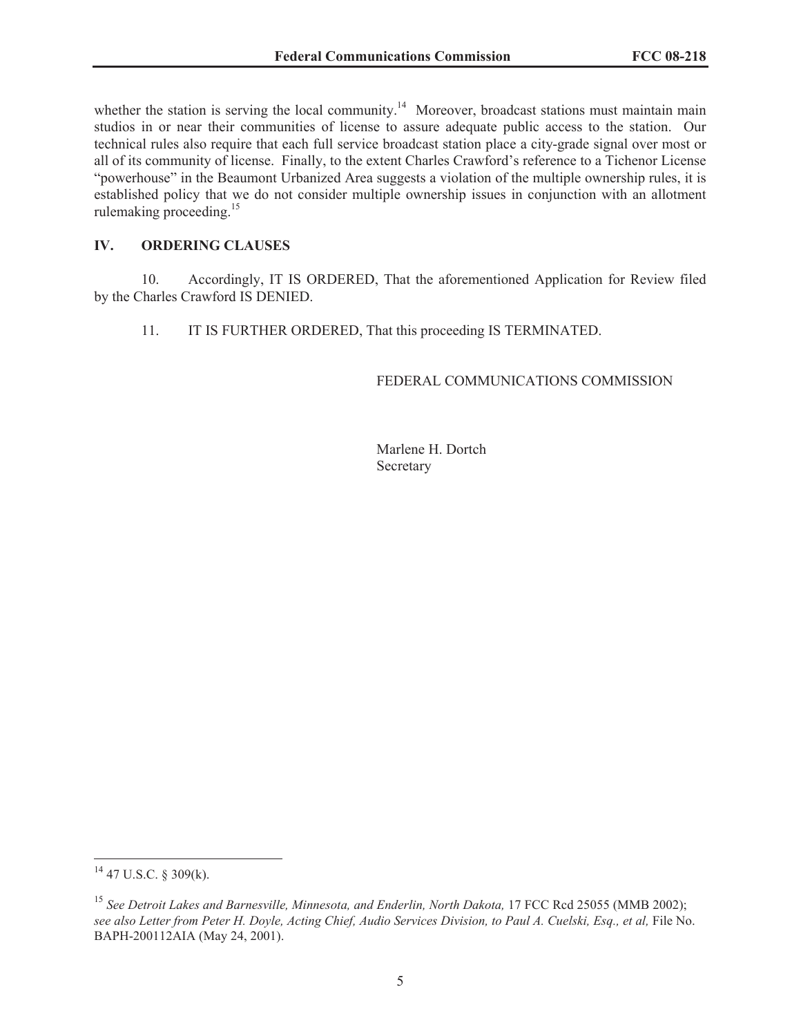whether the station is serving the local community.[14] Moreover, broadcast stations must maintain main studios in or near their communities of license to assure adequate public access to the station. Our technical rules also require that each full service broadcast station place a city-grade signal over most or all of its community of license. Finally, to the extent Charles Crawford's reference to a Tichenor License "powerhouse" in the Beaumont Urbanized Area suggests a violation of the multiple ownership rules, it is established policy that we do not consider multiple ownership issues in conjunction with an allotment rulemaking proceeding.[15]

## IV. ORDERING CLAUSES

10. Accordingly, IT IS ORDERED, That the aforementioned Application for Review filed by the Charles Crawford IS DENIED.

11. IT IS FURTHER ORDERED, That this proceeding IS TERMINATED.

FEDERAL COMMUNICATIONS COMMISSION

Marlene H. Dortch
Secretary

---

[14] 47 U.S.C. § 309(k).

[15] *See Detroit Lakes and Barnesville, Minnesota, and Enderlin, North Dakota,* 17 FCC Rcd 25055 (MMB 2002); *see also Letter from Peter H. Doyle, Acting Chief, Audio Services Division, to Paul A. Cuelski, Esq., et al,* File No. BAPH-200112AIA (May 24, 2001).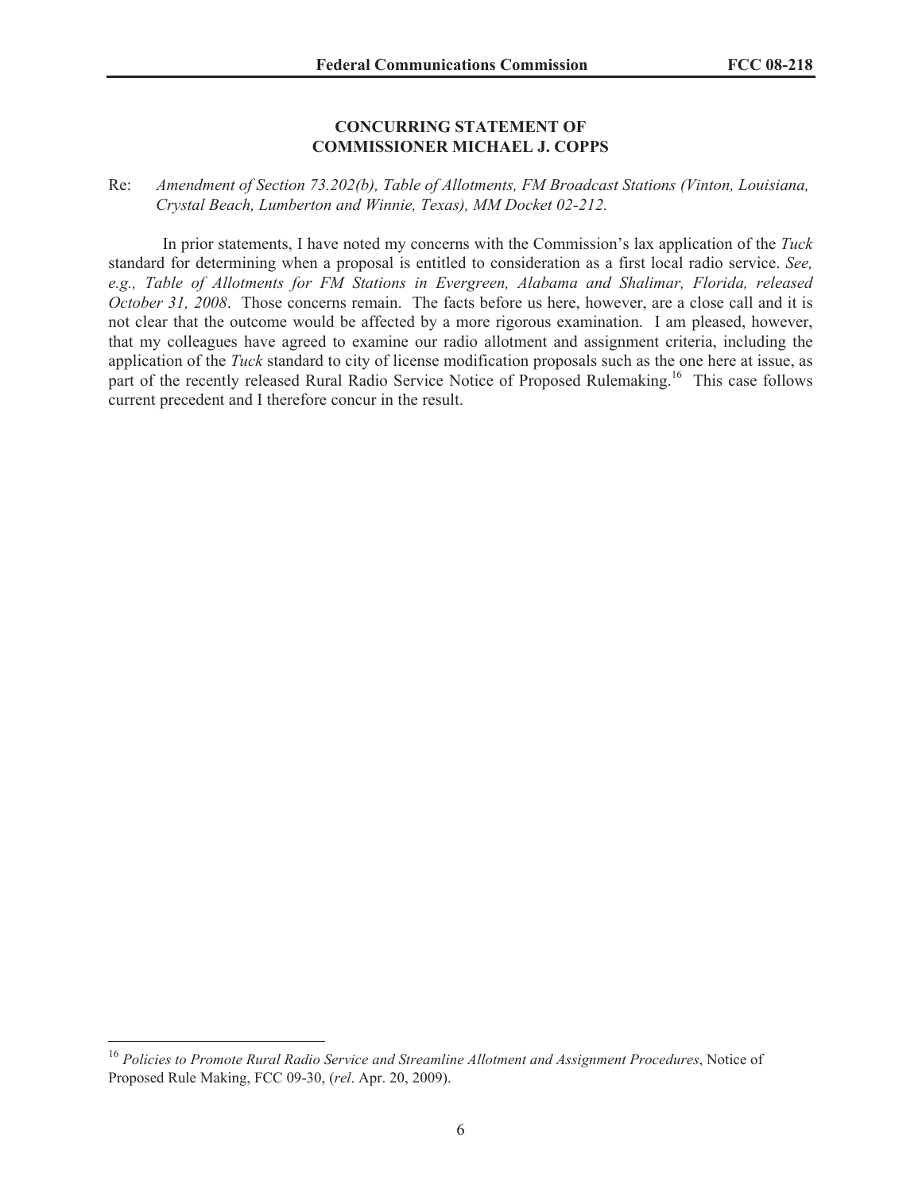## CONCURRING STATEMENT OF COMMISSIONER MICHAEL J. COPPS

Re: *Amendment of Section 73.202(b), Table of Allotments, FM Broadcast Stations (Vinton, Louisiana, Crystal Beach, Lumberton and Winnie, Texas), MM Docket 02-212.*

In prior statements, I have noted my concerns with the Commission's lax application of the *Tuck* standard for determining when a proposal is entitled to consideration as a first local radio service. *See, e.g., Table of Allotments for FM Stations in Evergreen, Alabama and Shalimar, Florida, released October 31, 2008*. Those concerns remain. The facts before us here, however, are a close call and it is not clear that the outcome would be affected by a more rigorous examination. I am pleased, however, that my colleagues have agreed to examine our radio allotment and assignment criteria, including the application of the *Tuck* standard to city of license modification proposals such as the one here at issue, as part of the recently released Rural Radio Service Notice of Proposed Rulemaking.[16] This case follows current precedent and I therefore concur in the result.

---

[16] *Policies to Promote Rural Radio Service and Streamline Allotment and Assignment Procedures*, Notice of Proposed Rule Making, FCC 09-30, (*rel*. Apr. 20, 2009).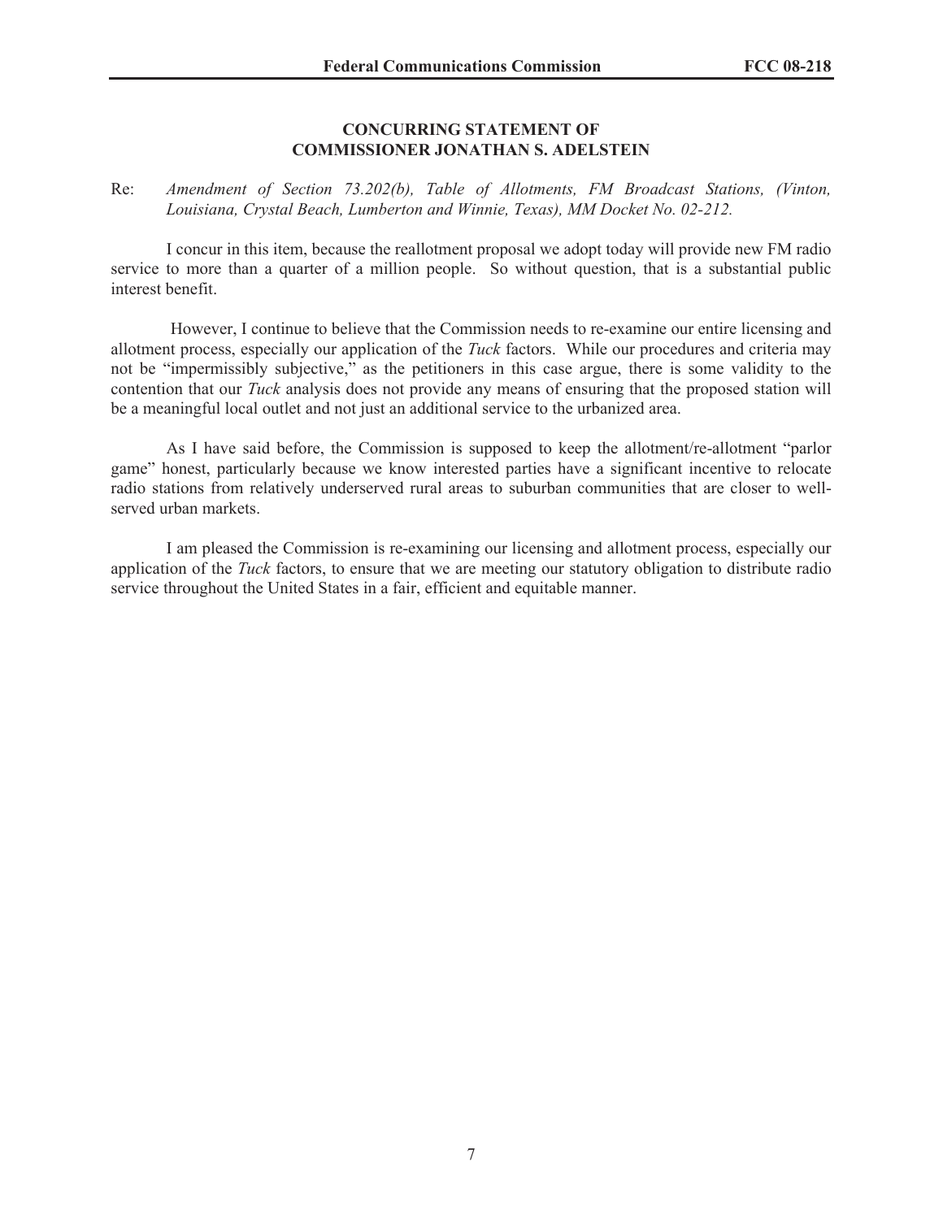**CONCURRING STATEMENT OF**
**COMMISSIONER JONATHAN S. ADELSTEIN**

Re: *Amendment of Section 73.202(b), Table of Allotments, FM Broadcast Stations, (Vinton, Louisiana, Crystal Beach, Lumberton and Winnie, Texas), MM Docket No. 02-212.*

I concur in this item, because the reallotment proposal we adopt today will provide new FM radio service to more than a quarter of a million people. So without question, that is a substantial public interest benefit.

However, I continue to believe that the Commission needs to re-examine our entire licensing and allotment process, especially our application of the *Tuck* factors. While our procedures and criteria may not be "impermissibly subjective," as the petitioners in this case argue, there is some validity to the contention that our *Tuck* analysis does not provide any means of ensuring that the proposed station will be a meaningful local outlet and not just an additional service to the urbanized area.

As I have said before, the Commission is supposed to keep the allotment/re-allotment "parlor game" honest, particularly because we know interested parties have a significant incentive to relocate radio stations from relatively underserved rural areas to suburban communities that are closer to well-served urban markets.

I am pleased the Commission is re-examining our licensing and allotment process, especially our application of the *Tuck* factors, to ensure that we are meeting our statutory obligation to distribute radio service throughout the United States in a fair, efficient and equitable manner.